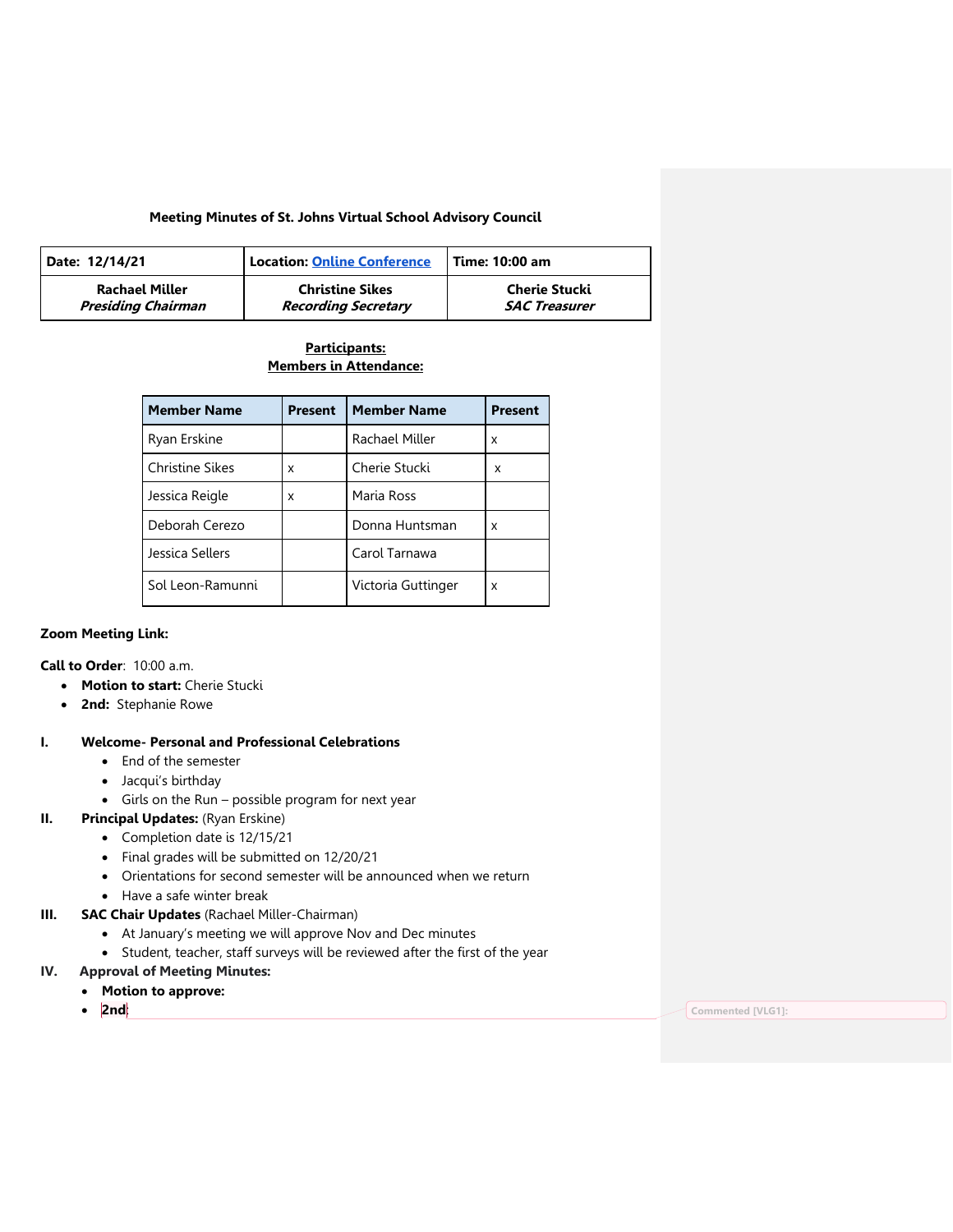**Meeting Minutes of St. Johns Virtual School Advisory Council**

| Date: 12/14/21 | Location: Online Conference | Time: 10:00 am |
|---|---|---|
| **Rachael Miller** *Presiding Chairman* | **Christine Sikes** *Recording Secretary* | **Cherie Stucki** *SAC Treasurer* |

**Participants:**
**Members in Attendance:**

| Member Name | Present | Member Name | Present |
|---|---|---|---|
| Ryan Erskine | | Rachael Miller | x |
| Christine Sikes | x | Cherie Stucki | x |
| Jessica Reigle | x | Maria Ross | |
| Deborah Cerezo | | Donna Huntsman | x |
| Jessica Sellers | | Carol Tarnawa | |
| Sol Leon-Ramunni | | Victoria Guttinger | x |

**Zoom Meeting Link:**

**Call to Order**: 10:00 a.m.

- **Motion to start:** Cherie Stucki
- **2nd:** Stephanie Rowe

**I. Welcome- Personal and Professional Celebrations**
- End of the semester
- Jacqui's birthday
- Girls on the Run – possible program for next year

**II. Principal Updates:** (Ryan Erskine)
- Completion date is 12/15/21
- Final grades will be submitted on 12/20/21
- Orientations for second semester will be announced when we return
- Have a safe winter break

**III. SAC Chair Updates** (Rachael Miller-Chairman)
- At January's meeting we will approve Nov and Dec minutes
- Student, teacher, staff surveys will be reviewed after the first of the year

**IV. Approval of Meeting Minutes:**
- **Motion to approve:**
- **2nd**

Commented [VLG1]: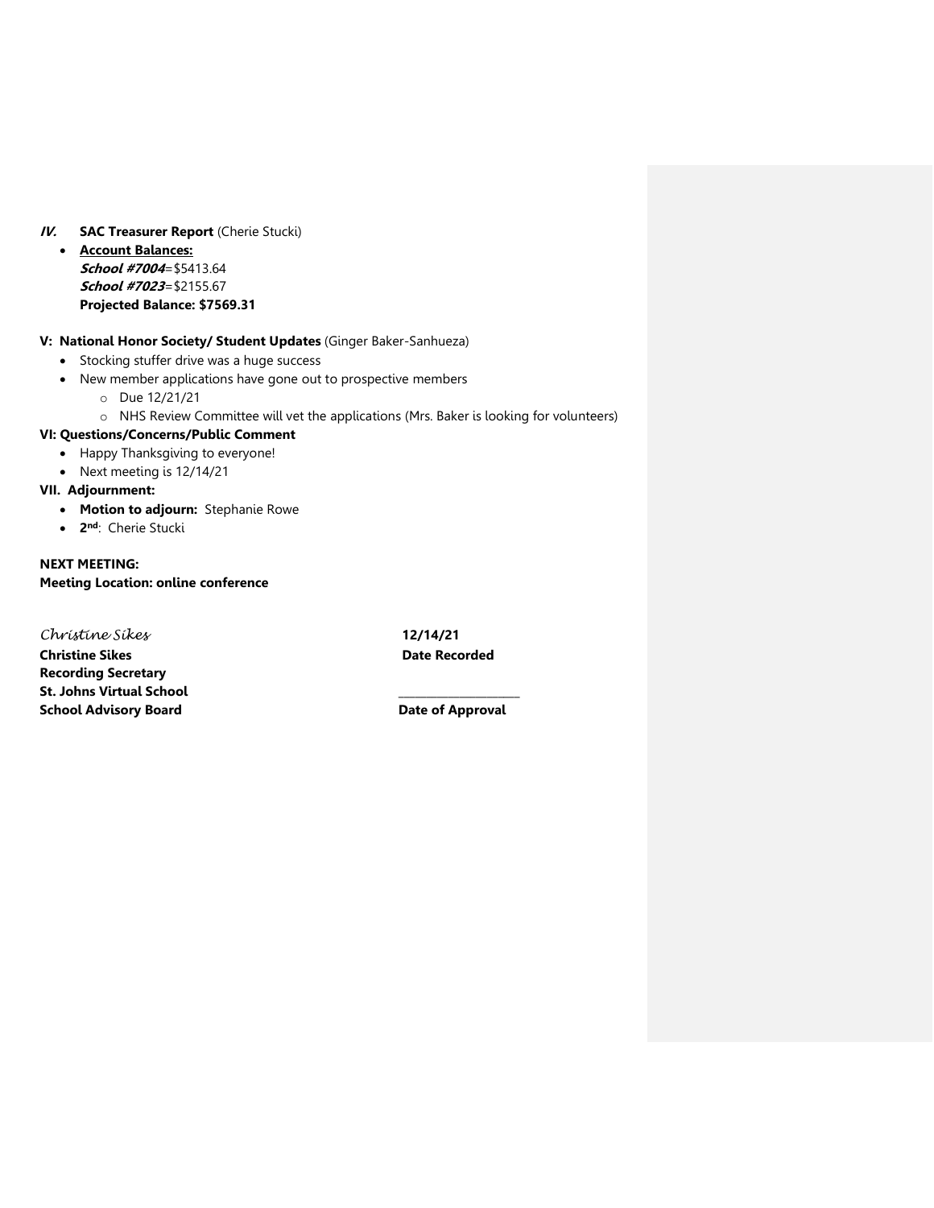***IV.*** **SAC Treasurer Report** (Cherie Stucki)

- **Account Balances:**
  ***School #7004***=$5413.64
  ***School #7023***=$2155.67
  **Projected Balance: $7569.31**

**V: National Honor Society/ Student Updates** (Ginger Baker-Sanhueza)

- Stocking stuffer drive was a huge success
- New member applications have gone out to prospective members
  - Due 12/21/21
  - NHS Review Committee will vet the applications (Mrs. Baker is looking for volunteers)

**VI: Questions/Concerns/Public Comment**

- Happy Thanksgiving to everyone!
- Next meeting is 12/14/21

**VII. Adjournment:**

- **Motion to adjourn:** Stephanie Rowe
- **2nd**: Cherie Stucki

**NEXT MEETING:**
**Meeting Location: online conference**

*Christine Sikes* — **12/14/21**

**Christine Sikes** — **Date Recorded**
**Recording Secretary**
**St. Johns Virtual School** — ____________________
**School Advisory Board** — **Date of Approval**